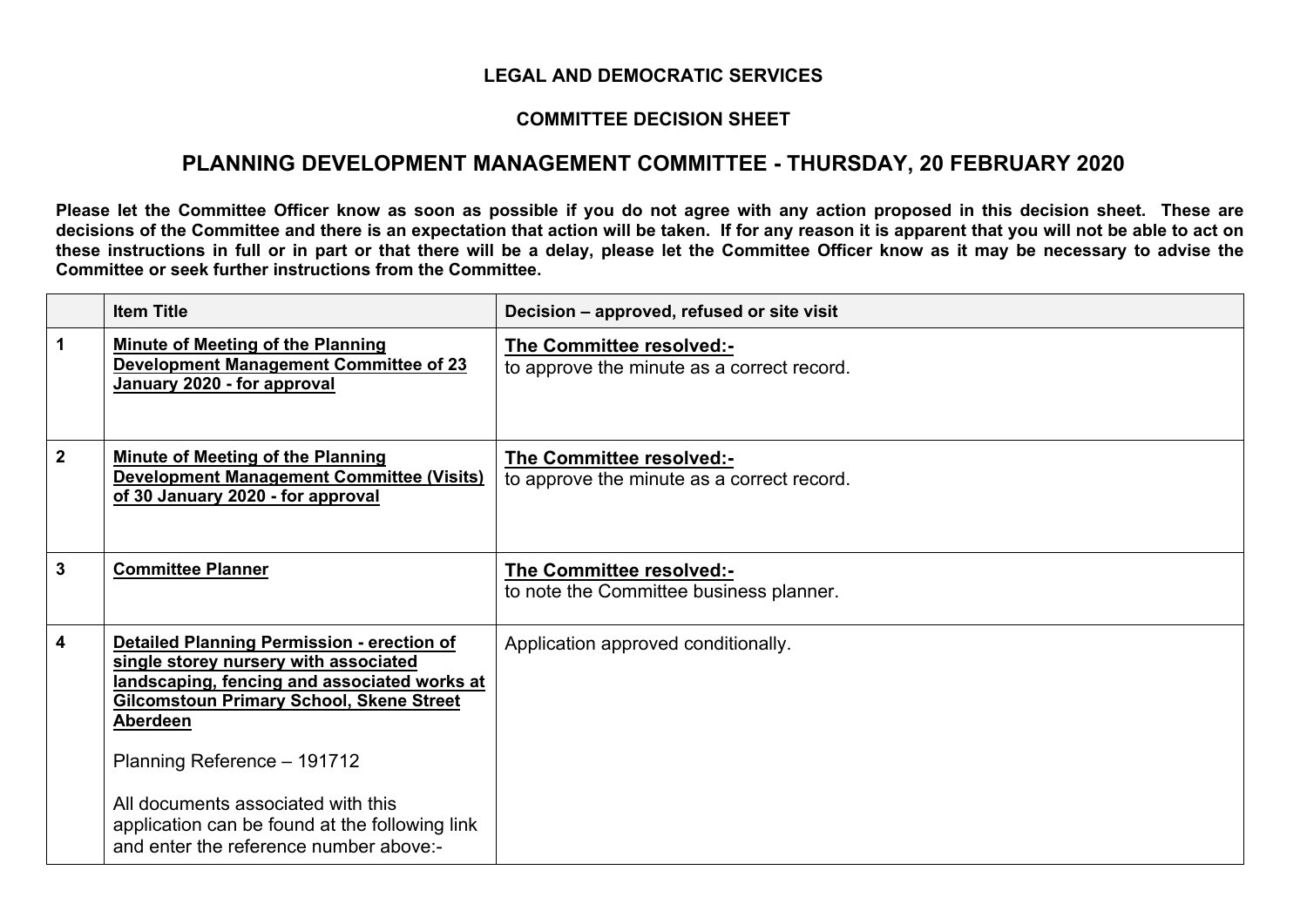**LEGAL AND DEMOCRATIC SERVICES**

**COMMITTEE DECISION SHEET**

## PLANNING DEVELOPMENT MANAGEMENT COMMITTEE - THURSDAY, 20 FEBRUARY 2020

**Please let the Committee Officer know as soon as possible if you do not agree with any action proposed in this decision sheet. These are decisions of the Committee and there is an expectation that action will be taken. If for any reason it is apparent that you will not be able to act on these instructions in full or in part or that there will be a delay, please let the Committee Officer know as it may be necessary to advise the Committee or seek further instructions from the Committee.**

| | Item Title | Decision – approved, refused or site visit |
|---|---|---|
| **1** | **Minute of Meeting of the Planning Development Management Committee of 23 January 2020 - for approval** | **The Committee resolved:-**<br>to approve the minute as a correct record. |
| **2** | **Minute of Meeting of the Planning Development Management Committee (Visits) of 30 January 2020 - for approval** | **The Committee resolved:-**<br>to approve the minute as a correct record. |
| **3** | **Committee Planner** | **The Committee resolved:-**<br>to note the Committee business planner. |
| **4** | **Detailed Planning Permission - erection of single storey nursery with associated landscaping, fencing and associated works at Gilcomstoun Primary School, Skene Street Aberdeen**<br><br>Planning Reference – 191712<br><br>All documents associated with this application can be found at the following link and enter the reference number above:- | Application approved conditionally. |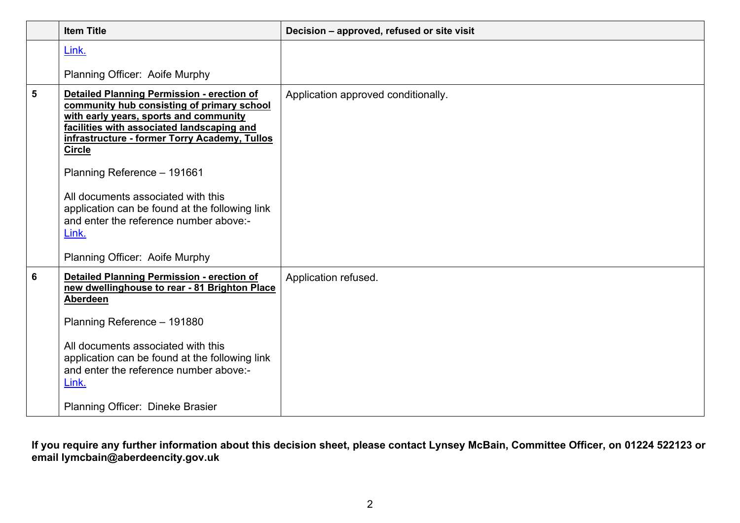| | Item Title | Decision – approved, refused or site visit |
|---|---|---|
| | Link.<br><br>Planning Officer: Aoife Murphy | |
| 5 | **Detailed Planning Permission - erection of community hub consisting of primary school with early years, sports and community facilities with associated landscaping and infrastructure - former Torry Academy, Tullos Circle**<br><br>Planning Reference – 191661<br><br>All documents associated with this application can be found at the following link and enter the reference number above:- Link.<br><br>Planning Officer: Aoife Murphy | Application approved conditionally. |
| 6 | **Detailed Planning Permission - erection of new dwellinghouse to rear - 81 Brighton Place Aberdeen**<br><br>Planning Reference – 191880<br><br>All documents associated with this application can be found at the following link and enter the reference number above:- Link.<br><br>Planning Officer: Dineke Brasier | Application refused. |

**If you require any further information about this decision sheet, please contact Lynsey McBain, Committee Officer, on 01224 522123 or email lymcbain@aberdeencity.gov.uk**